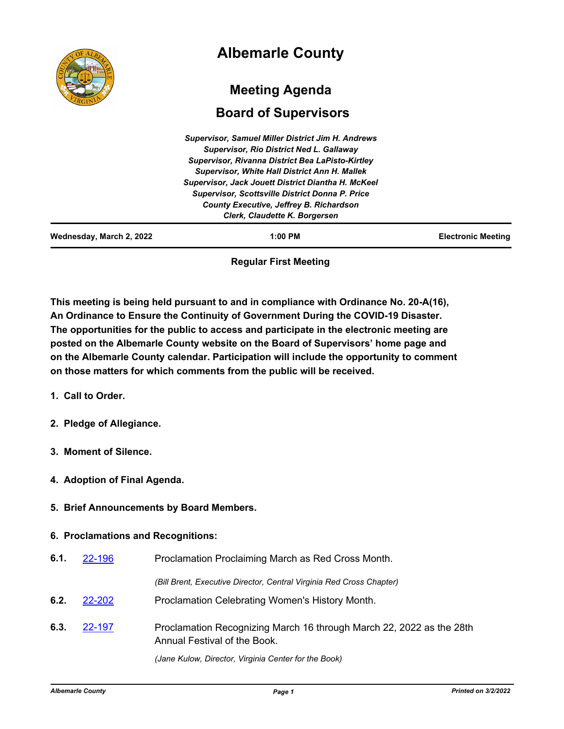# Albemarle County

## Meeting Agenda

## Board of Supervisors

*Supervisor, Samuel Miller District Jim H. Andrews*
*Supervisor, Rio District Ned L. Gallaway*
*Supervisor, Rivanna District Bea LaPisto-Kirtley*
*Supervisor, White Hall District Ann H. Mallek*
*Supervisor, Jack Jouett District Diantha H. McKeel*
*Supervisor, Scottsville District Donna P. Price*
*County Executive, Jeffrey B. Richardson*
*Clerk, Claudette K. Borgersen*

**Wednesday, March 2, 2022** | **1:00 PM** | **Electronic Meeting**

**Regular First Meeting**

**This meeting is being held pursuant to and in compliance with Ordinance No. 20-A(16), An Ordinance to Ensure the Continuity of Government During the COVID-19 Disaster. The opportunities for the public to access and participate in the electronic meeting are posted on the Albemarle County website on the Board of Supervisors' home page and on the Albemarle County calendar. Participation will include the opportunity to comment on those matters for which comments from the public will be received.**

**1. Call to Order.**

**2. Pledge of Allegiance.**

**3. Moment of Silence.**

**4. Adoption of Final Agenda.**

**5. Brief Announcements by Board Members.**

**6. Proclamations and Recognitions:**

**6.1.** 22-196 Proclamation Proclaiming March as Red Cross Month.

*(Bill Brent, Executive Director, Central Virginia Red Cross Chapter)*

**6.2.** 22-202 Proclamation Celebrating Women's History Month.

**6.3.** 22-197 Proclamation Recognizing March 16 through March 22, 2022 as the 28th Annual Festival of the Book.

*(Jane Kulow, Director, Virginia Center for the Book)*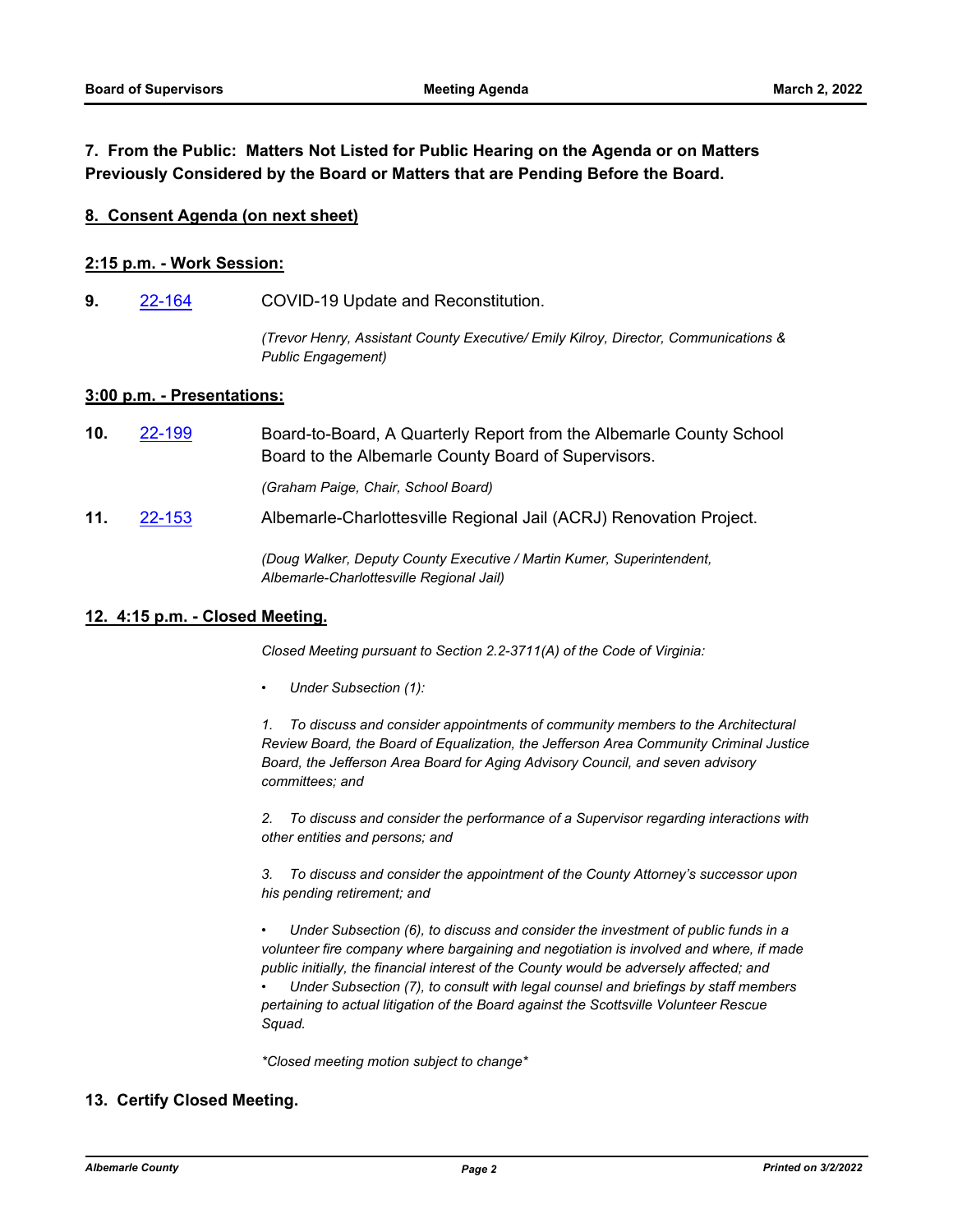**7. From the Public: Matters Not Listed for Public Hearing on the Agenda or on Matters Previously Considered by the Board or Matters that are Pending Before the Board.**

**8. Consent Agenda (on next sheet)**

**2:15 p.m. - Work Session:**

**9.** 22-164 COVID-19 Update and Reconstitution.

*(Trevor Henry, Assistant County Executive/ Emily Kilroy, Director, Communications & Public Engagement)*

**3:00 p.m. - Presentations:**

**10.** 22-199 Board-to-Board, A Quarterly Report from the Albemarle County School Board to the Albemarle County Board of Supervisors.

*(Graham Paige, Chair, School Board)*

**11.** 22-153 Albemarle-Charlottesville Regional Jail (ACRJ) Renovation Project.

*(Doug Walker, Deputy County Executive / Martin Kumer, Superintendent, Albemarle-Charlottesville Regional Jail)*

**12. 4:15 p.m. - Closed Meeting.**

*Closed Meeting pursuant to Section 2.2-3711(A) of the Code of Virginia:*

- *Under Subsection (1):*

*1. To discuss and consider appointments of community members to the Architectural Review Board, the Board of Equalization, the Jefferson Area Community Criminal Justice Board, the Jefferson Area Board for Aging Advisory Council, and seven advisory committees; and*

*2. To discuss and consider the performance of a Supervisor regarding interactions with other entities and persons; and*

*3. To discuss and consider the appointment of the County Attorney's successor upon his pending retirement; and*

- *Under Subsection (6), to discuss and consider the investment of public funds in a volunteer fire company where bargaining and negotiation is involved and where, if made public initially, the financial interest of the County would be adversely affected; and*
- *Under Subsection (7), to consult with legal counsel and briefings by staff members pertaining to actual litigation of the Board against the Scottsville Volunteer Rescue Squad.*

*\*Closed meeting motion subject to change\**

**13. Certify Closed Meeting.**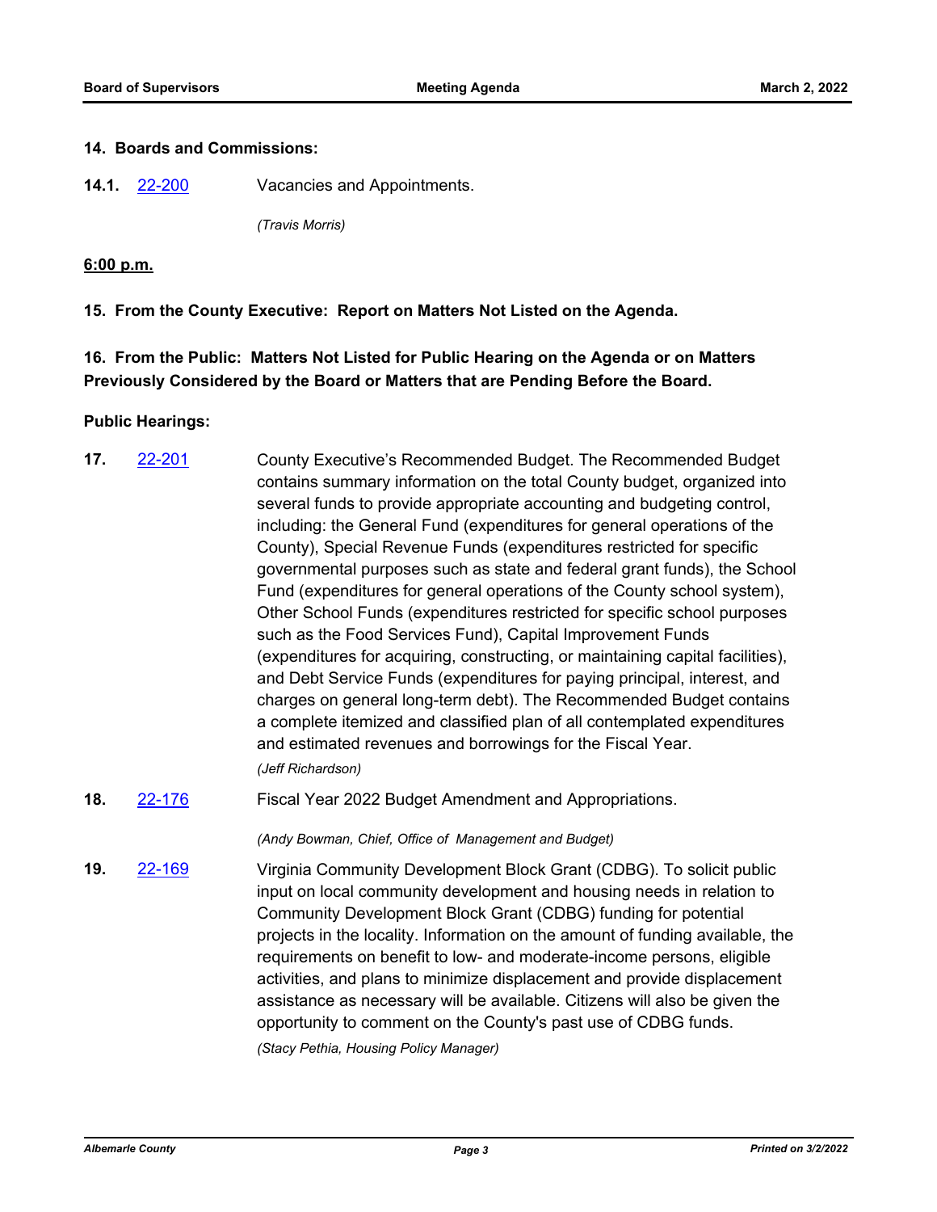**14. Boards and Commissions:**

**14.1.** 22-200 Vacancies and Appointments.

*(Travis Morris)*

**6:00 p.m.**

**15. From the County Executive: Report on Matters Not Listed on the Agenda.**

**16. From the Public: Matters Not Listed for Public Hearing on the Agenda or on Matters Previously Considered by the Board or Matters that are Pending Before the Board.**

**Public Hearings:**

**17.** 22-201 County Executive's Recommended Budget. The Recommended Budget contains summary information on the total County budget, organized into several funds to provide appropriate accounting and budgeting control, including: the General Fund (expenditures for general operations of the County), Special Revenue Funds (expenditures restricted for specific governmental purposes such as state and federal grant funds), the School Fund (expenditures for general operations of the County school system), Other School Funds (expenditures restricted for specific school purposes such as the Food Services Fund), Capital Improvement Funds (expenditures for acquiring, constructing, or maintaining capital facilities), and Debt Service Funds (expenditures for paying principal, interest, and charges on general long-term debt). The Recommended Budget contains a complete itemized and classified plan of all contemplated expenditures and estimated revenues and borrowings for the Fiscal Year.

*(Jeff Richardson)*

**18.** 22-176 Fiscal Year 2022 Budget Amendment and Appropriations.

*(Andy Bowman, Chief, Office of Management and Budget)*

**19.** 22-169 Virginia Community Development Block Grant (CDBG). To solicit public input on local community development and housing needs in relation to Community Development Block Grant (CDBG) funding for potential projects in the locality. Information on the amount of funding available, the requirements on benefit to low- and moderate-income persons, eligible activities, and plans to minimize displacement and provide displacement assistance as necessary will be available. Citizens will also be given the opportunity to comment on the County's past use of CDBG funds.

*(Stacy Pethia, Housing Policy Manager)*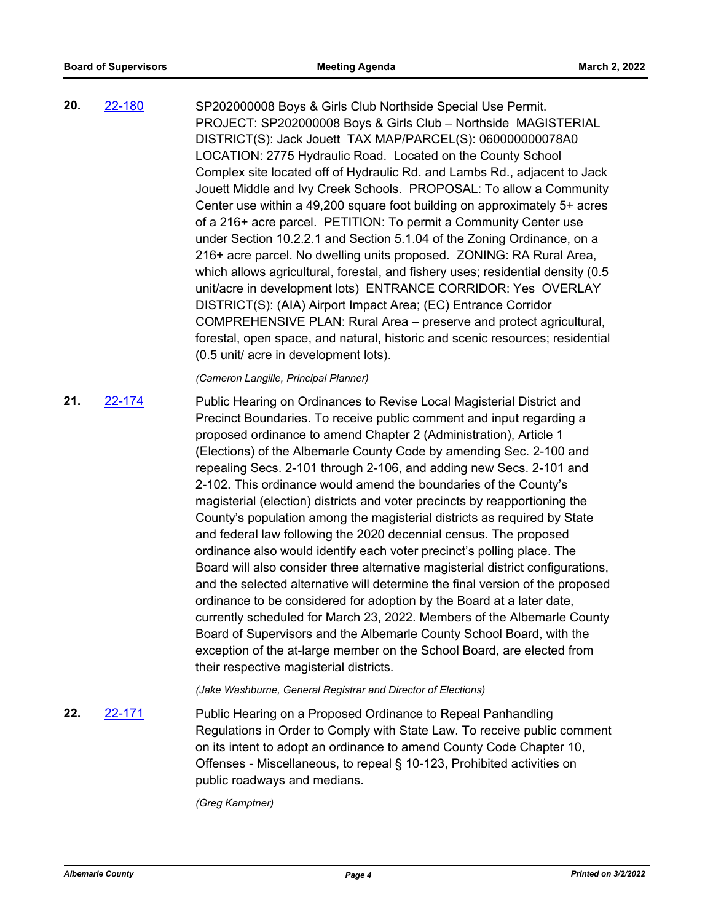**20.** 22-180

SP202000008 Boys & Girls Club Northside Special Use Permit. PROJECT: SP202000008 Boys & Girls Club – Northside MAGISTERIAL DISTRICT(S): Jack Jouett TAX MAP/PARCEL(S): 060000000078A0 LOCATION: 2775 Hydraulic Road. Located on the County School Complex site located off of Hydraulic Rd. and Lambs Rd., adjacent to Jack Jouett Middle and Ivy Creek Schools. PROPOSAL: To allow a Community Center use within a 49,200 square foot building on approximately 5+ acres of a 216+ acre parcel. PETITION: To permit a Community Center use under Section 10.2.2.1 and Section 5.1.04 of the Zoning Ordinance, on a 216+ acre parcel. No dwelling units proposed. ZONING: RA Rural Area, which allows agricultural, forestal, and fishery uses; residential density (0.5 unit/acre in development lots) ENTRANCE CORRIDOR: Yes OVERLAY DISTRICT(S): (AIA) Airport Impact Area; (EC) Entrance Corridor COMPREHENSIVE PLAN: Rural Area – preserve and protect agricultural, forestal, open space, and natural, historic and scenic resources; residential (0.5 unit/ acre in development lots).

*(Cameron Langille, Principal Planner)*

**21.** 22-174

Public Hearing on Ordinances to Revise Local Magisterial District and Precinct Boundaries. To receive public comment and input regarding a proposed ordinance to amend Chapter 2 (Administration), Article 1 (Elections) of the Albemarle County Code by amending Sec. 2-100 and repealing Secs. 2-101 through 2-106, and adding new Secs. 2-101 and 2-102. This ordinance would amend the boundaries of the County's magisterial (election) districts and voter precincts by reapportioning the County's population among the magisterial districts as required by State and federal law following the 2020 decennial census. The proposed ordinance also would identify each voter precinct's polling place. The Board will also consider three alternative magisterial district configurations, and the selected alternative will determine the final version of the proposed ordinance to be considered for adoption by the Board at a later date, currently scheduled for March 23, 2022. Members of the Albemarle County Board of Supervisors and the Albemarle County School Board, with the exception of the at-large member on the School Board, are elected from their respective magisterial districts.

*(Jake Washburne, General Registrar and Director of Elections)*

**22.** 22-171

Public Hearing on a Proposed Ordinance to Repeal Panhandling Regulations in Order to Comply with State Law. To receive public comment on its intent to adopt an ordinance to amend County Code Chapter 10, Offenses - Miscellaneous, to repeal § 10-123, Prohibited activities on public roadways and medians.

*(Greg Kamptner)*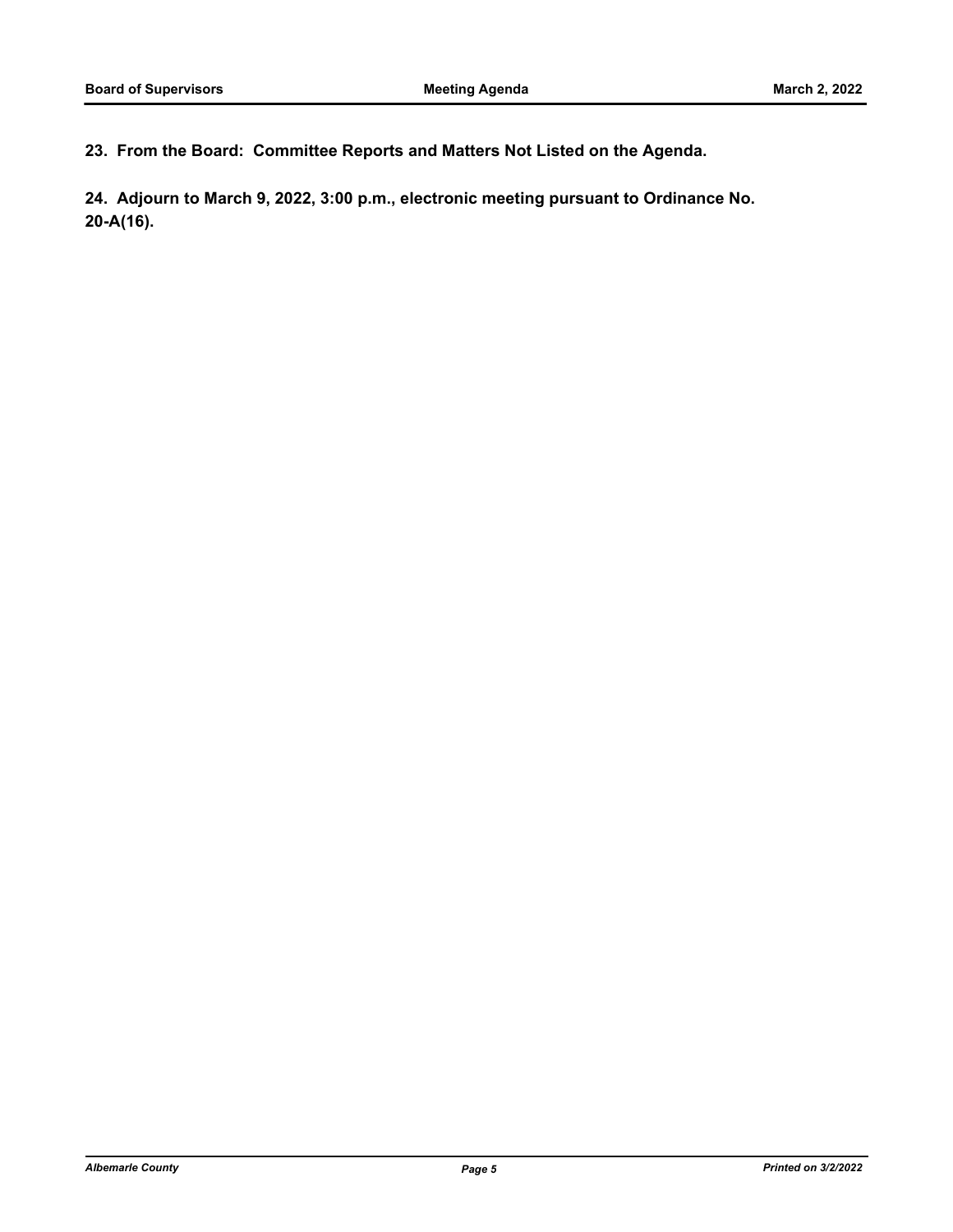**23. From the Board: Committee Reports and Matters Not Listed on the Agenda.**

**24. Adjourn to March 9, 2022, 3:00 p.m., electronic meeting pursuant to Ordinance No. 20-A(16).**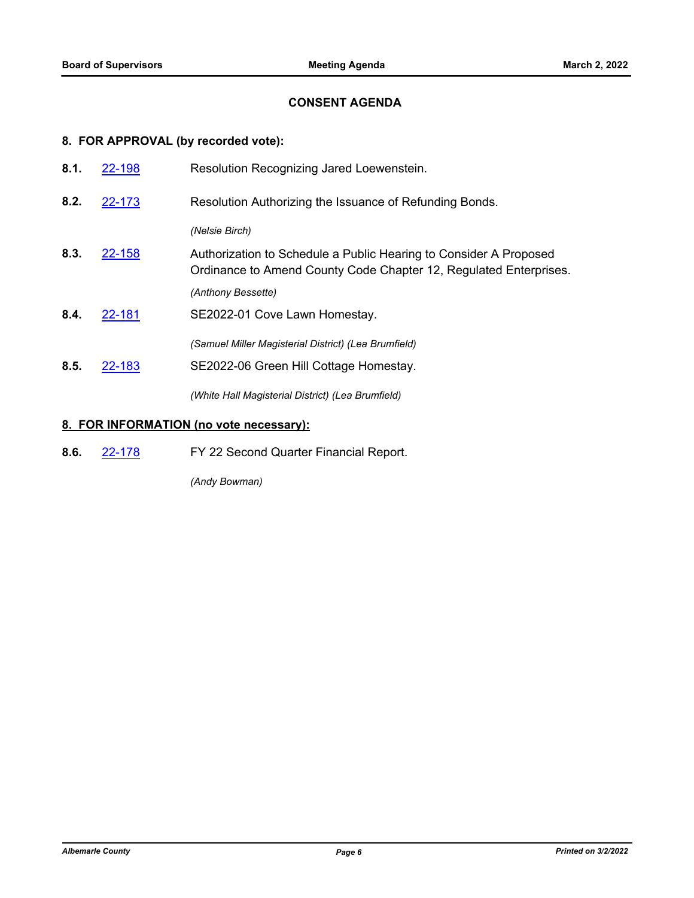## CONSENT AGENDA

### 8. FOR APPROVAL (by recorded vote):

**8.1.** [22-198](22-198) Resolution Recognizing Jared Loewenstein.

**8.2.** [22-173](22-173) Resolution Authorizing the Issuance of Refunding Bonds.

*(Nelsie Birch)*

**8.3.** [22-158](22-158) Authorization to Schedule a Public Hearing to Consider A Proposed Ordinance to Amend County Code Chapter 12, Regulated Enterprises.

*(Anthony Bessette)*

**8.4.** [22-181](22-181) SE2022-01 Cove Lawn Homestay.

*(Samuel Miller Magisterial District) (Lea Brumfield)*

**8.5.** [22-183](22-183) SE2022-06 Green Hill Cottage Homestay.

*(White Hall Magisterial District) (Lea Brumfield)*

### 8. FOR INFORMATION (no vote necessary):

**8.6.** [22-178](22-178) FY 22 Second Quarter Financial Report.

*(Andy Bowman)*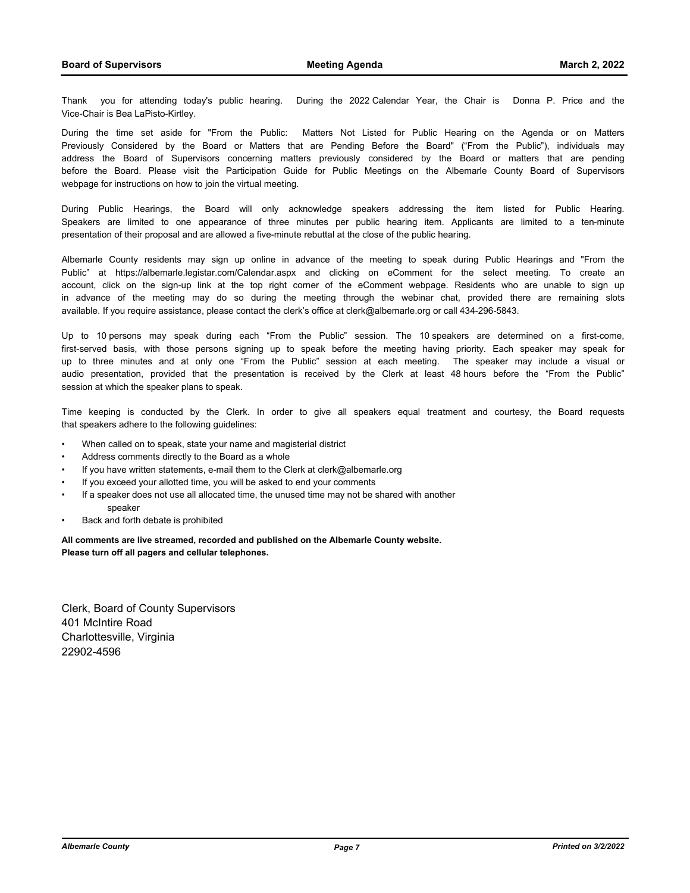Thank you for attending today's public hearing. During the 2022 Calendar Year, the Chair is Donna P. Price and the Vice-Chair is Bea LaPisto-Kirtley.

During the time set aside for "From the Public: Matters Not Listed for Public Hearing on the Agenda or on Matters Previously Considered by the Board or Matters that are Pending Before the Board" ("From the Public"), individuals may address the Board of Supervisors concerning matters previously considered by the Board or matters that are pending before the Board. Please visit the Participation Guide for Public Meetings on the Albemarle County Board of Supervisors webpage for instructions on how to join the virtual meeting.

During Public Hearings, the Board will only acknowledge speakers addressing the item listed for Public Hearing. Speakers are limited to one appearance of three minutes per public hearing item. Applicants are limited to a ten-minute presentation of their proposal and are allowed a five-minute rebuttal at the close of the public hearing.

Albemarle County residents may sign up online in advance of the meeting to speak during Public Hearings and "From the Public" at https://albemarle.legistar.com/Calendar.aspx and clicking on eComment for the select meeting. To create an account, click on the sign-up link at the top right corner of the eComment webpage. Residents who are unable to sign up in advance of the meeting may do so during the meeting through the webinar chat, provided there are remaining slots available. If you require assistance, please contact the clerk's office at clerk@albemarle.org or call 434-296-5843.

Up to 10 persons may speak during each "From the Public" session. The 10 speakers are determined on a first-come, first-served basis, with those persons signing up to speak before the meeting having priority. Each speaker may speak for up to three minutes and at only one "From the Public" session at each meeting. The speaker may include a visual or audio presentation, provided that the presentation is received by the Clerk at least 48 hours before the "From the Public" session at which the speaker plans to speak.

Time keeping is conducted by the Clerk. In order to give all speakers equal treatment and courtesy, the Board requests that speakers adhere to the following guidelines:

- When called on to speak, state your name and magisterial district
- Address comments directly to the Board as a whole
- If you have written statements, e-mail them to the Clerk at clerk@albemarle.org
- If you exceed your allotted time, you will be asked to end your comments
- If a speaker does not use all allocated time, the unused time may not be shared with another speaker
- Back and forth debate is prohibited

**All comments are live streamed, recorded and published on the Albemarle County website.**
**Please turn off all pagers and cellular telephones.**

Clerk, Board of County Supervisors
401 McIntire Road
Charlottesville, Virginia
22902-4596